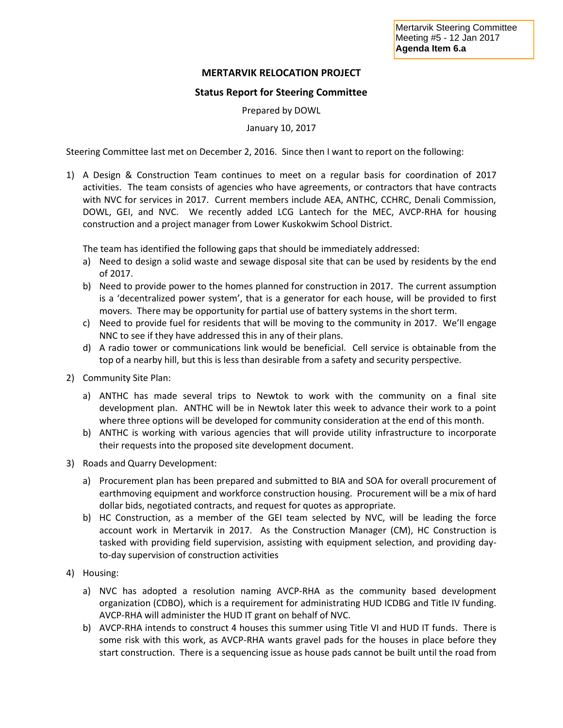Mertarvik Steering Committee
Meeting #5 - 12 Jan 2017
**Agenda Item 6.a**

# MERTARVIK RELOCATION PROJECT

## Status Report for Steering Committee

Prepared by DOWL

January 10, 2017

Steering Committee last met on December 2, 2016. Since then I want to report on the following:

1) A Design & Construction Team continues to meet on a regular basis for coordination of 2017 activities. The team consists of agencies who have agreements, or contractors that have contracts with NVC for services in 2017. Current members include AEA, ANTHC, CCHRC, Denali Commission, DOWL, GEI, and NVC. We recently added LCG Lantech for the MEC, AVCP-RHA for housing construction and a project manager from Lower Kuskokwim School District.

   The team has identified the following gaps that should be immediately addressed:

   a) Need to design a solid waste and sewage disposal site that can be used by residents by the end of 2017.
   b) Need to provide power to the homes planned for construction in 2017. The current assumption is a 'decentralized power system', that is a generator for each house, will be provided to first movers. There may be opportunity for partial use of battery systems in the short term.
   c) Need to provide fuel for residents that will be moving to the community in 2017. We'll engage NNC to see if they have addressed this in any of their plans.
   d) A radio tower or communications link would be beneficial. Cell service is obtainable from the top of a nearby hill, but this is less than desirable from a safety and security perspective.

2) Community Site Plan:

   a) ANTHC has made several trips to Newtok to work with the community on a final site development plan. ANTHC will be in Newtok later this week to advance their work to a point where three options will be developed for community consideration at the end of this month.
   b) ANTHC is working with various agencies that will provide utility infrastructure to incorporate their requests into the proposed site development document.

3) Roads and Quarry Development:

   a) Procurement plan has been prepared and submitted to BIA and SOA for overall procurement of earthmoving equipment and workforce construction housing. Procurement will be a mix of hard dollar bids, negotiated contracts, and request for quotes as appropriate.
   b) HC Construction, as a member of the GEI team selected by NVC, will be leading the force account work in Mertarvik in 2017. As the Construction Manager (CM), HC Construction is tasked with providing field supervision, assisting with equipment selection, and providing day-to-day supervision of construction activities

4) Housing:

   a) NVC has adopted a resolution naming AVCP-RHA as the community based development organization (CDBO), which is a requirement for administrating HUD ICDBG and Title IV funding. AVCP-RHA will administer the HUD IT grant on behalf of NVC.
   b) AVCP-RHA intends to construct 4 houses this summer using Title VI and HUD IT funds. There is some risk with this work, as AVCP-RHA wants gravel pads for the houses in place before they start construction. There is a sequencing issue as house pads cannot be built until the road from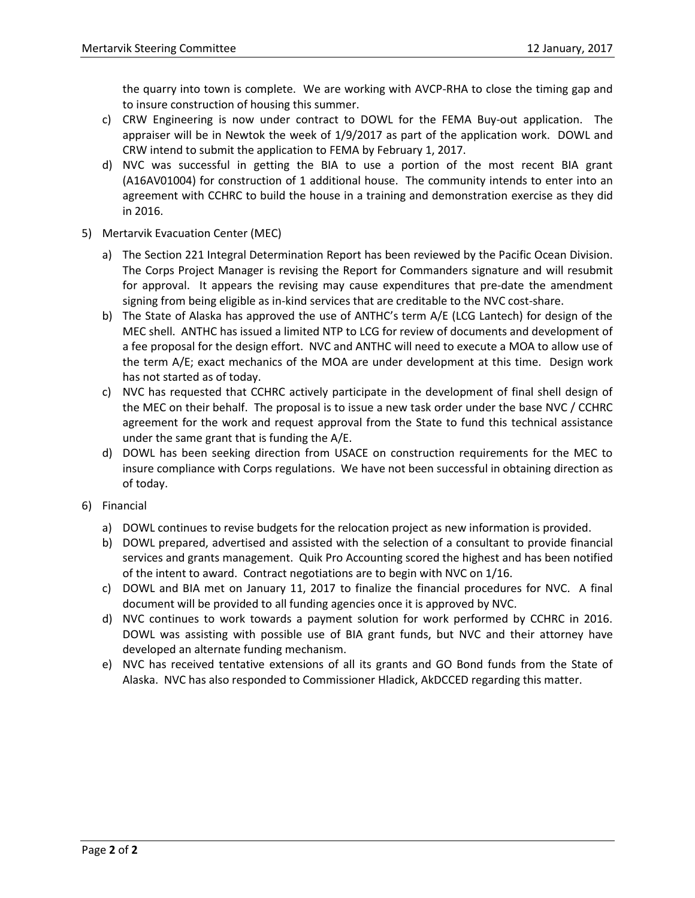the quarry into town is complete. We are working with AVCP-RHA to close the timing gap and to insure construction of housing this summer.

c) CRW Engineering is now under contract to DOWL for the FEMA Buy-out application. The appraiser will be in Newtok the week of 1/9/2017 as part of the application work. DOWL and CRW intend to submit the application to FEMA by February 1, 2017.

d) NVC was successful in getting the BIA to use a portion of the most recent BIA grant (A16AV01004) for construction of 1 additional house. The community intends to enter into an agreement with CCHRC to build the house in a training and demonstration exercise as they did in 2016.

5) Mertarvik Evacuation Center (MEC)

   a) The Section 221 Integral Determination Report has been reviewed by the Pacific Ocean Division. The Corps Project Manager is revising the Report for Commanders signature and will resubmit for approval. It appears the revising may cause expenditures that pre-date the amendment signing from being eligible as in-kind services that are creditable to the NVC cost-share.
   b) The State of Alaska has approved the use of ANTHC's term A/E (LCG Lantech) for design of the MEC shell. ANTHC has issued a limited NTP to LCG for review of documents and development of a fee proposal for the design effort. NVC and ANTHC will need to execute a MOA to allow use of the term A/E; exact mechanics of the MOA are under development at this time. Design work has not started as of today.
   c) NVC has requested that CCHRC actively participate in the development of final shell design of the MEC on their behalf. The proposal is to issue a new task order under the base NVC / CCHRC agreement for the work and request approval from the State to fund this technical assistance under the same grant that is funding the A/E.
   d) DOWL has been seeking direction from USACE on construction requirements for the MEC to insure compliance with Corps regulations. We have not been successful in obtaining direction as of today.

6) Financial

   a) DOWL continues to revise budgets for the relocation project as new information is provided.
   b) DOWL prepared, advertised and assisted with the selection of a consultant to provide financial services and grants management. Quik Pro Accounting scored the highest and has been notified of the intent to award. Contract negotiations are to begin with NVC on 1/16.
   c) DOWL and BIA met on January 11, 2017 to finalize the financial procedures for NVC. A final document will be provided to all funding agencies once it is approved by NVC.
   d) NVC continues to work towards a payment solution for work performed by CCHRC in 2016. DOWL was assisting with possible use of BIA grant funds, but NVC and their attorney have developed an alternate funding mechanism.
   e) NVC has received tentative extensions of all its grants and GO Bond funds from the State of Alaska. NVC has also responded to Commissioner Hladick, AkDCCED regarding this matter.